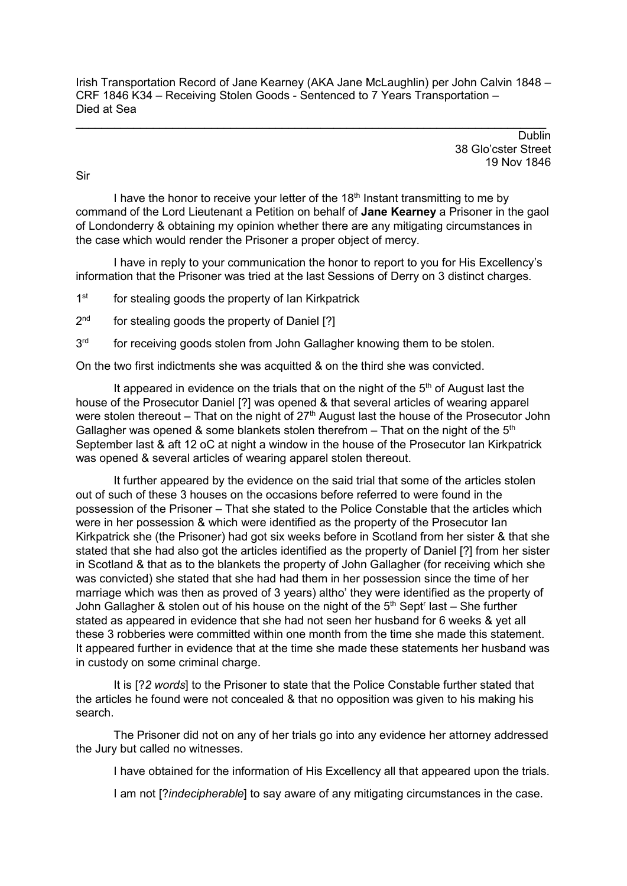Irish Transportation Record of Jane Kearney (AKA Jane McLaughlin) per John Calvin 1848 – CRF 1846 K34 – Receiving Stolen Goods - Sentenced to 7 Years Transportation – Died at Sea

---

Dublin
38 Glo'cster Street
19 Nov 1846

Sir

I have the honor to receive your letter of the 18th Instant transmitting to me by command of the Lord Lieutenant a Petition on behalf of **Jane Kearney** a Prisoner in the gaol of Londonderry & obtaining my opinion whether there are any mitigating circumstances in the case which would render the Prisoner a proper object of mercy.

I have in reply to your communication the honor to report to you for His Excellency's information that the Prisoner was tried at the last Sessions of Derry on 3 distinct charges.

1st for stealing goods the property of Ian Kirkpatrick

2nd for stealing goods the property of Daniel [?]

3rd for receiving goods stolen from John Gallagher knowing them to be stolen.

On the two first indictments she was acquitted & on the third she was convicted.

It appeared in evidence on the trials that on the night of the 5th of August last the house of the Prosecutor Daniel [?] was opened & that several articles of wearing apparel were stolen thereout – That on the night of 27th August last the house of the Prosecutor John Gallagher was opened & some blankets stolen therefrom – That on the night of the 5th September last & aft 12 oC at night a window in the house of the Prosecutor Ian Kirkpatrick was opened & several articles of wearing apparel stolen thereout.

It further appeared by the evidence on the said trial that some of the articles stolen out of such of these 3 houses on the occasions before referred to were found in the possession of the Prisoner – That she stated to the Police Constable that the articles which were in her possession & which were identified as the property of the Prosecutor Ian Kirkpatrick she (the Prisoner) had got six weeks before in Scotland from her sister & that she stated that she had also got the articles identified as the property of Daniel [?] from her sister in Scotland & that as to the blankets the property of John Gallagher (for receiving which she was convicted) she stated that she had had them in her possession since the time of her marriage which was then as proved of 3 years) altho' they were identified as the property of John Gallagher & stolen out of his house on the night of the 5th Septr last – She further stated as appeared in evidence that she had not seen her husband for 6 weeks & yet all these 3 robberies were committed within one month from the time she made this statement. It appeared further in evidence that at the time she made these statements her husband was in custody on some criminal charge.

It is [?*2 words*] to the Prisoner to state that the Police Constable further stated that the articles he found were not concealed & that no opposition was given to his making his search.

The Prisoner did not on any of her trials go into any evidence her attorney addressed the Jury but called no witnesses.

I have obtained for the information of His Excellency all that appeared upon the trials.

I am not [?*indecipherable*] to say aware of any mitigating circumstances in the case.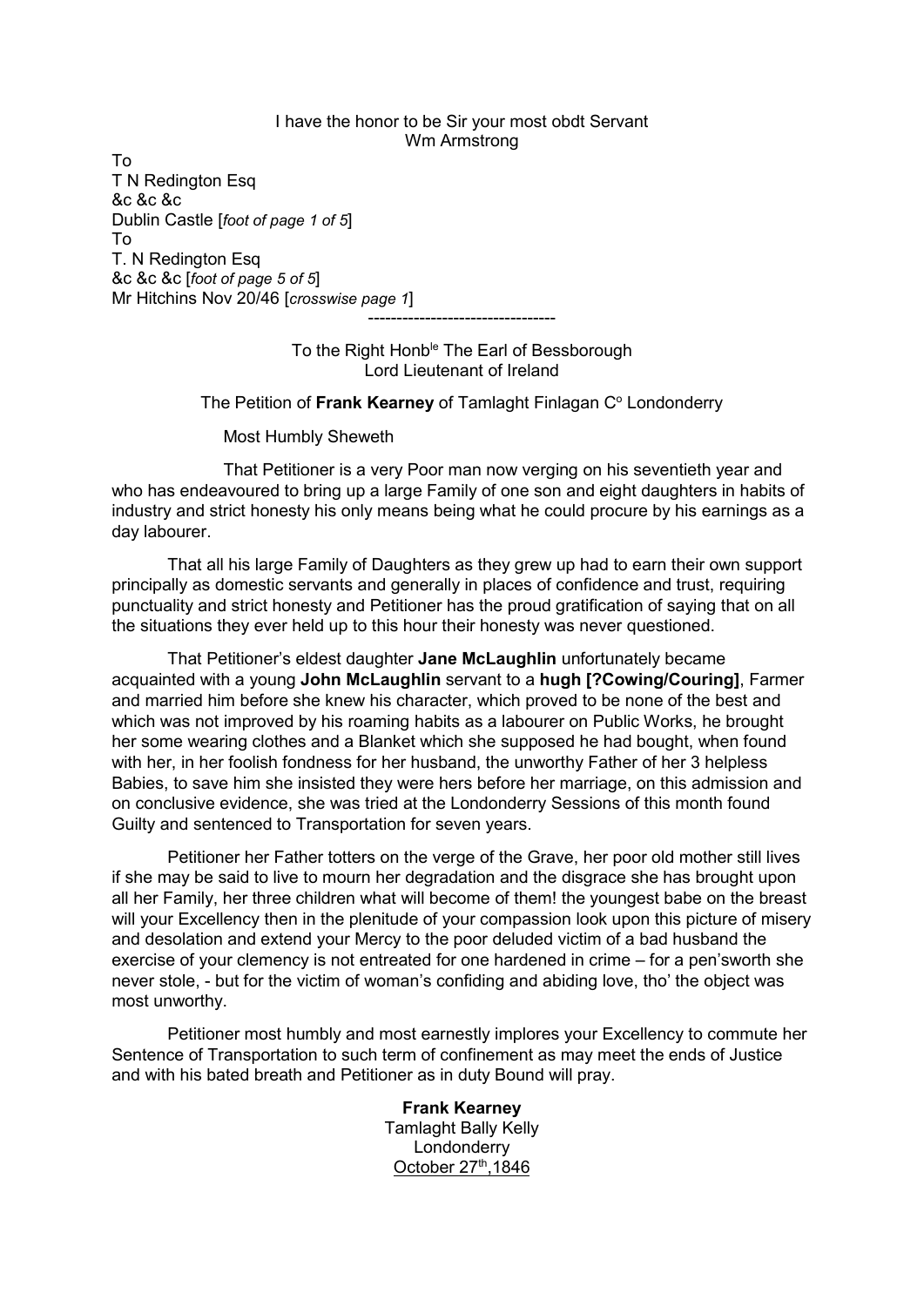I have the honor to be Sir your most obdt Servant
Wm Armstrong

To
T N Redington Esq
&c &c &c
Dublin Castle [*foot of page 1 of 5*]
To
T. N Redington Esq
&c &c &c [*foot of page 5 of 5*]
Mr Hitchins Nov 20/46 [*crosswise page 1*]

---------------------------------

To the Right Honb[le] The Earl of Bessborough
Lord Lieutenant of Ireland

The Petition of **Frank Kearney** of Tamlaght Finlagan C[o] Londonderry

Most Humbly Sheweth

That Petitioner is a very Poor man now verging on his seventieth year and who has endeavoured to bring up a large Family of one son and eight daughters in habits of industry and strict honesty his only means being what he could procure by his earnings as a day labourer.

That all his large Family of Daughters as they grew up had to earn their own support principally as domestic servants and generally in places of confidence and trust, requiring punctuality and strict honesty and Petitioner has the proud gratification of saying that on all the situations they ever held up to this hour their honesty was never questioned.

That Petitioner's eldest daughter **Jane McLaughlin** unfortunately became acquainted with a young **John McLaughlin** servant to a **hugh [?Cowing/Couring]**, Farmer and married him before she knew his character, which proved to be none of the best and which was not improved by his roaming habits as a labourer on Public Works, he brought her some wearing clothes and a Blanket which she supposed he had bought, when found with her, in her foolish fondness for her husband, the unworthy Father of her 3 helpless Babies, to save him she insisted they were hers before her marriage, on this admission and on conclusive evidence, she was tried at the Londonderry Sessions of this month found Guilty and sentenced to Transportation for seven years.

Petitioner her Father totters on the verge of the Grave, her poor old mother still lives if she may be said to live to mourn her degradation and the disgrace she has brought upon all her Family, her three children what will become of them! the youngest babe on the breast will your Excellency then in the plenitude of your compassion look upon this picture of misery and desolation and extend your Mercy to the poor deluded victim of a bad husband the exercise of your clemency is not entreated for one hardened in crime – for a pen'sworth she never stole, - but for the victim of woman's confiding and abiding love, tho' the object was most unworthy.

Petitioner most humbly and most earnestly implores your Excellency to commute her Sentence of Transportation to such term of confinement as may meet the ends of Justice and with his bated breath and Petitioner as in duty Bound will pray.

**Frank Kearney**
Tamlaght Bally Kelly
Londonderry
October 27[th],1846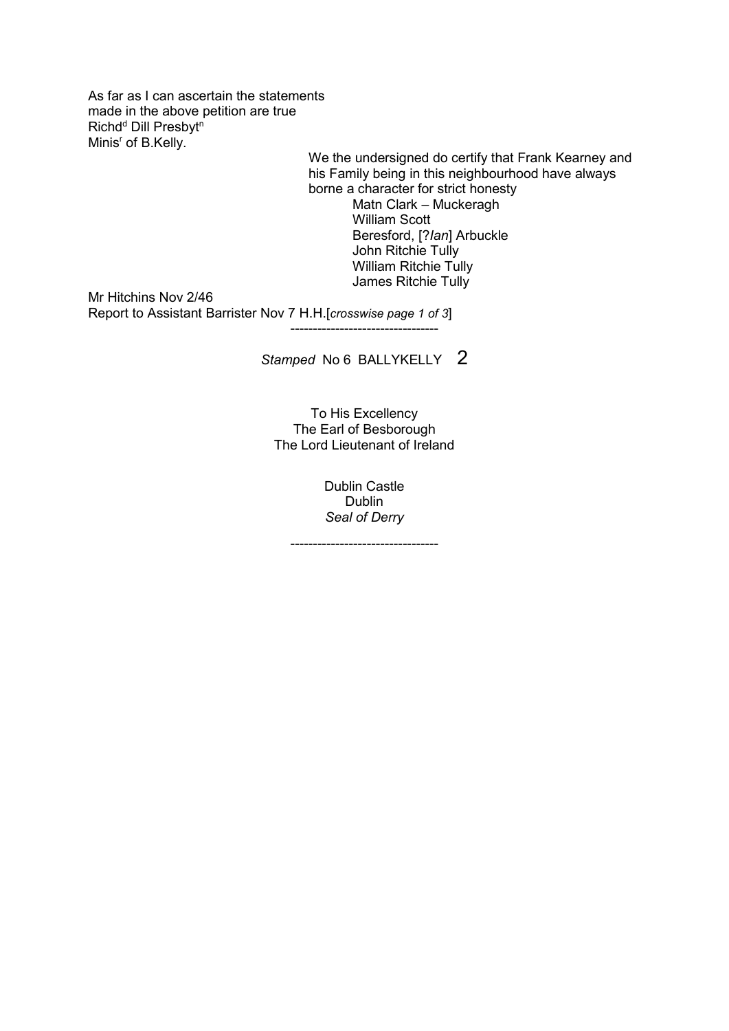As far as I can ascertain the statements
made in the above petition are true
Richd[d] Dill Presbyt[n]
Minis[r] of B.Kelly.

We the undersigned do certify that Frank Kearney and
his Family being in this neighbourhood have always
borne a character for strict honesty

Matn Clark – Muckeragh
William Scott
Beresford, [?*Ian*] Arbuckle
John Ritchie Tully
William Ritchie Tully
James Ritchie Tully

Mr Hitchins Nov 2/46
Report to Assistant Barrister Nov 7 H.H.[*crosswise page 1 of 3*]

---

*Stamped* No 6 BALLYKELLY 2

To His Excellency
The Earl of Besborough
The Lord Lieutenant of Ireland

Dublin Castle
Dublin
*Seal of Derry*

---